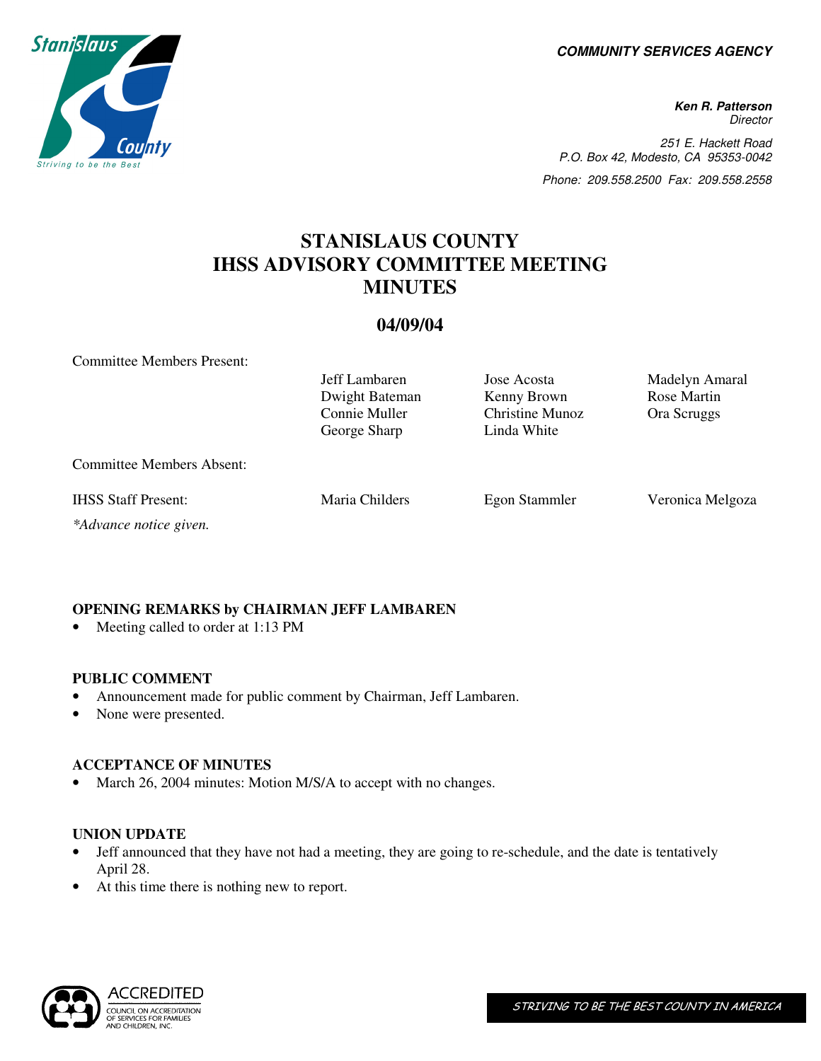**COMMUNITY SERVICES AGENCY**

***Ken R. Patterson***
*Director*

*251 E. Hackett Road*
*P.O. Box 42, Modesto, CA 95353-0042*
*Phone: 209.558.2500 Fax: 209.558.2558*

# STANISLAUS COUNTY IHSS ADVISORY COMMITTEE MEETING MINUTES

## 04/09/04

| Committee Members Present: | | | |
|---|---|---|---|
| | Jeff Lambaren | Jose Acosta | Madelyn Amaral |
| | Dwight Bateman | Kenny Brown | Rose Martin |
| | Connie Muller | Christine Munoz | Ora Scruggs |
| | George Sharp | Linda White | |
| Committee Members Absent: | | | |
| IHSS Staff Present: | Maria Childers | Egon Stammler | Veronica Melgoza |

*\*Advance notice given.*

### OPENING REMARKS by CHAIRMAN JEFF LAMBAREN

- Meeting called to order at 1:13 PM

### PUBLIC COMMENT

- Announcement made for public comment by Chairman, Jeff Lambaren.
- None were presented.

### ACCEPTANCE OF MINUTES

- March 26, 2004 minutes: Motion M/S/A to accept with no changes.

### UNION UPDATE

- Jeff announced that they have not had a meeting, they are going to re-schedule, and the date is tentatively April 28.
- At this time there is nothing new to report.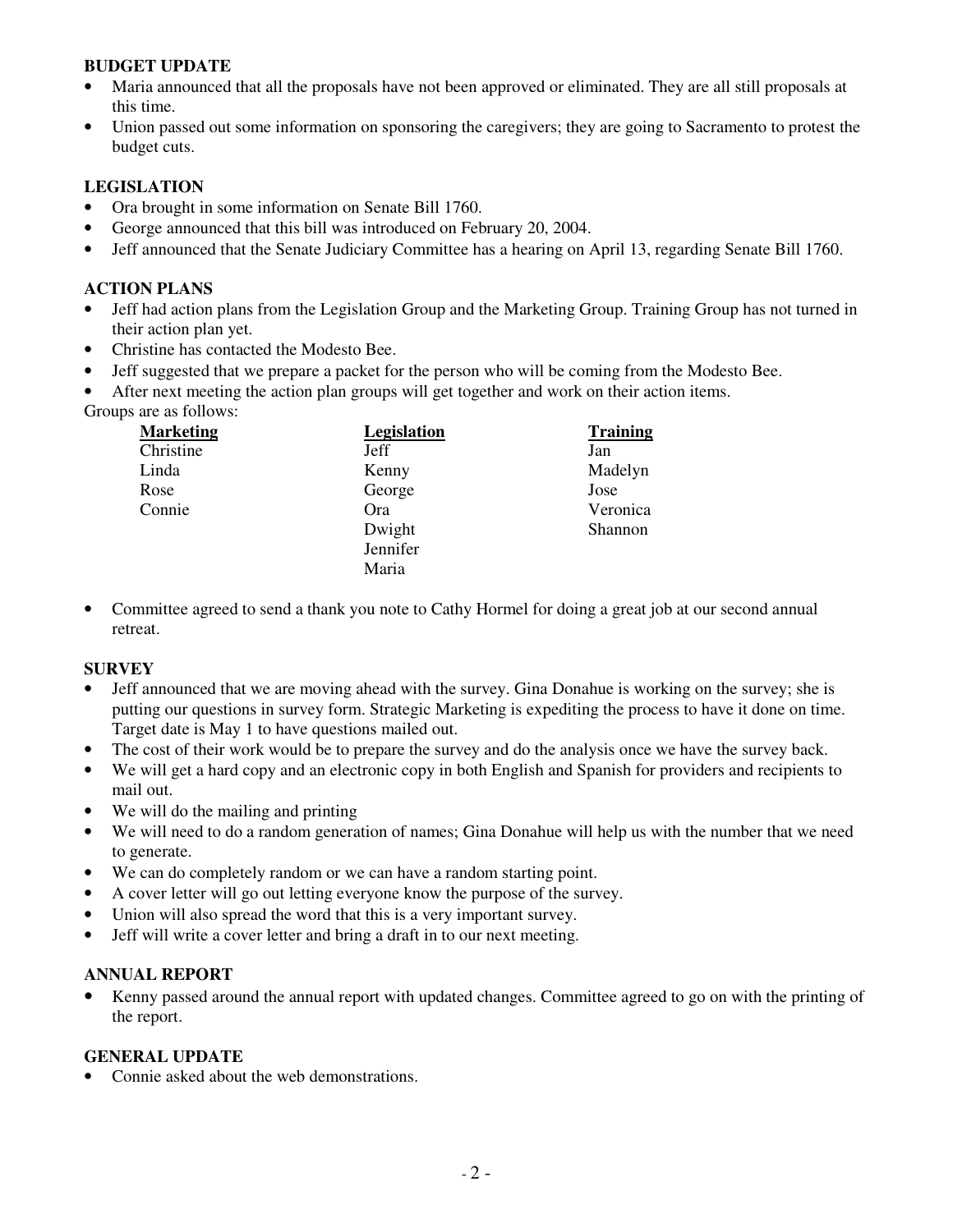**BUDGET UPDATE**

- Maria announced that all the proposals have not been approved or eliminated. They are all still proposals at this time.
- Union passed out some information on sponsoring the caregivers; they are going to Sacramento to protest the budget cuts.

**LEGISLATION**

- Ora brought in some information on Senate Bill 1760.
- George announced that this bill was introduced on February 20, 2004.
- Jeff announced that the Senate Judiciary Committee has a hearing on April 13, regarding Senate Bill 1760.

**ACTION PLANS**

- Jeff had action plans from the Legislation Group and the Marketing Group. Training Group has not turned in their action plan yet.
- Christine has contacted the Modesto Bee.
- Jeff suggested that we prepare a packet for the person who will be coming from the Modesto Bee.
- After next meeting the action plan groups will get together and work on their action items.

Groups are as follows:

| Marketing | Legislation | Training |
|---|---|---|
| Christine | Jeff | Jan |
| Linda | Kenny | Madelyn |
| Rose | George | Jose |
| Connie | Ora | Veronica |
| | Dwight | Shannon |
| | Jennifer | |
| | Maria | |

- Committee agreed to send a thank you note to Cathy Hormel for doing a great job at our second annual retreat.

**SURVEY**

- Jeff announced that we are moving ahead with the survey. Gina Donahue is working on the survey; she is putting our questions in survey form. Strategic Marketing is expediting the process to have it done on time. Target date is May 1 to have questions mailed out.
- The cost of their work would be to prepare the survey and do the analysis once we have the survey back.
- We will get a hard copy and an electronic copy in both English and Spanish for providers and recipients to mail out.
- We will do the mailing and printing
- We will need to do a random generation of names; Gina Donahue will help us with the number that we need to generate.
- We can do completely random or we can have a random starting point.
- A cover letter will go out letting everyone know the purpose of the survey.
- Union will also spread the word that this is a very important survey.
- Jeff will write a cover letter and bring a draft in to our next meeting.

**ANNUAL REPORT**

- Kenny passed around the annual report with updated changes. Committee agreed to go on with the printing of the report.

**GENERAL UPDATE**

- Connie asked about the web demonstrations.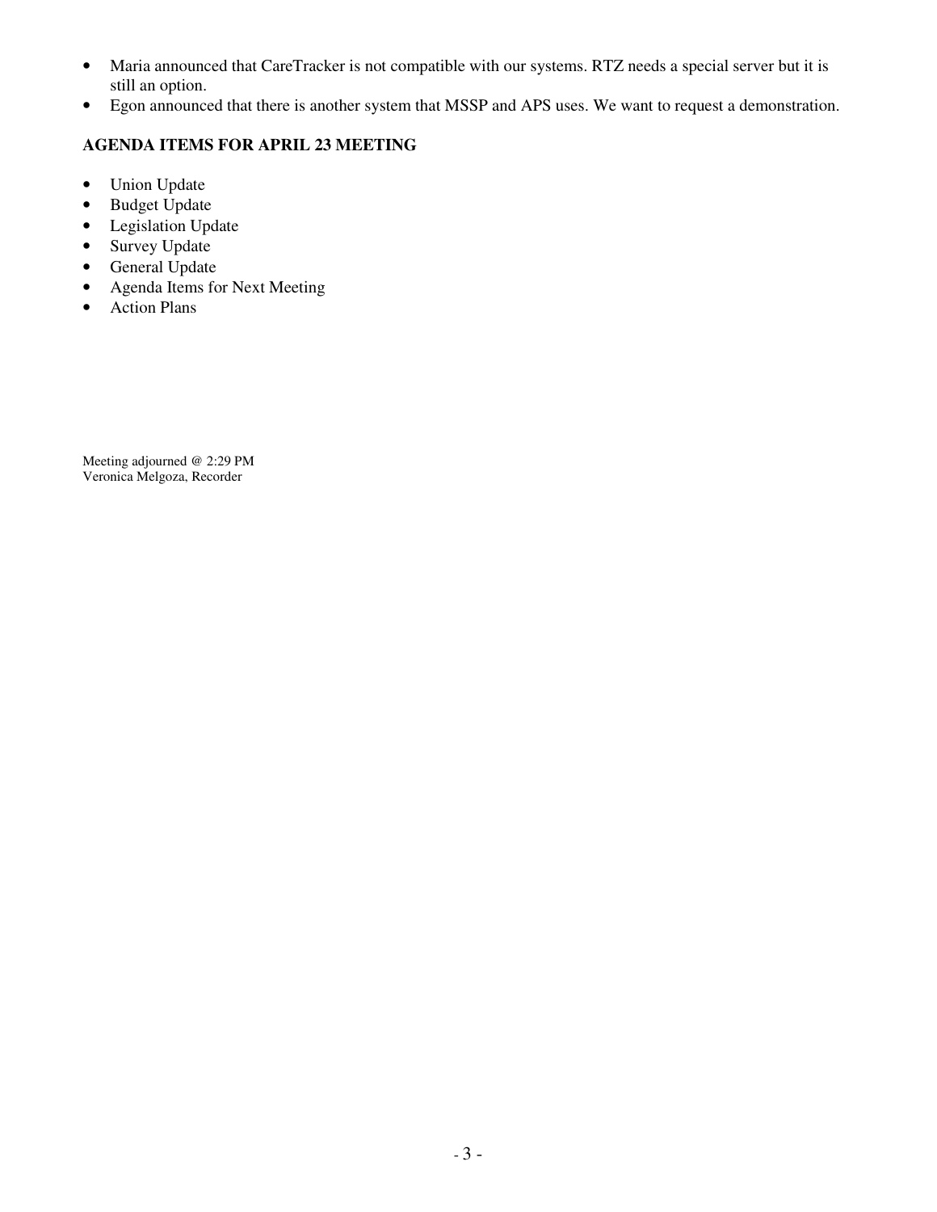- Maria announced that CareTracker is not compatible with our systems. RTZ needs a special server but it is still an option.
- Egon announced that there is another system that MSSP and APS uses. We want to request a demonstration.

## AGENDA ITEMS FOR APRIL 23 MEETING

- Union Update
- Budget Update
- Legislation Update
- Survey Update
- General Update
- Agenda Items for Next Meeting
- Action Plans

Meeting adjourned @ 2:29 PM
Veronica Melgoza, Recorder